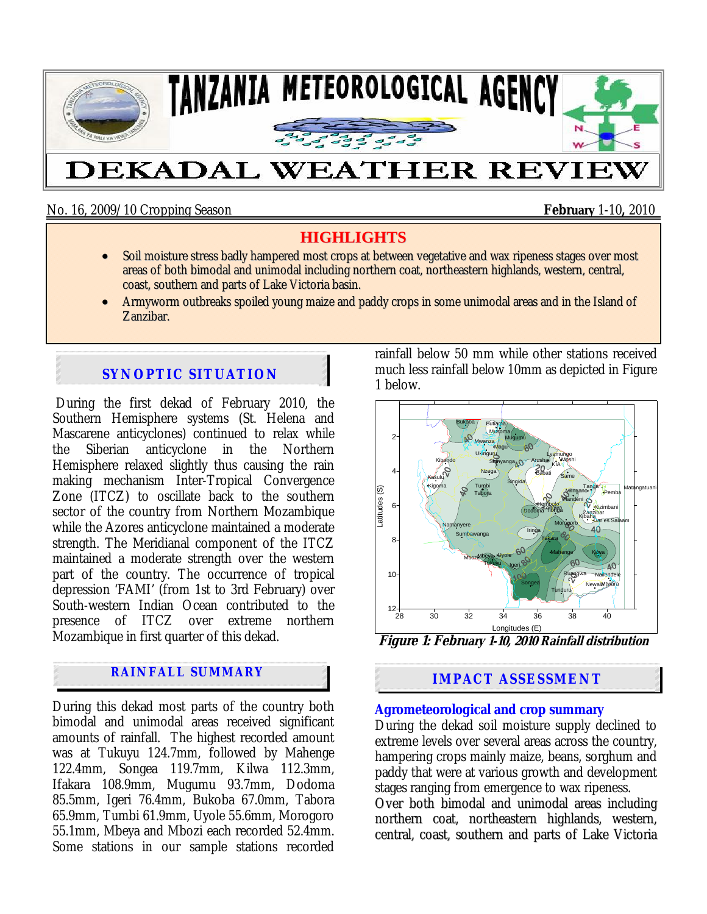# TANZANIA METEOROLOGICAL AGENCY

# DEKADAL WEATHER REVIEW

No. 16, 2009/10 Cropping Season **February** 1-10, 2010

## HIGHLIGHTS

- Soil moisture stress badly hampered most crops at between vegetative and wax ripeness stages over most areas of both bimodal and unimodal including northern coat, northeastern highlands, western, central, coast, southern and parts of Lake Victoria basin.
- Armyworm outbreaks spoiled young maize and paddy crops in some unimodal areas and in the Island of Zanzibar.

## SYNOPTIC SITUATION

During the first dekad of February 2010, the Southern Hemisphere systems (St. Helena and Mascarene anticyclones) continued to relax while the Siberian anticyclone in the Northern Hemisphere relaxed slightly thus causing the rain making mechanism Inter-Tropical Convergence Zone (ITCZ) to oscillate back to the southern sector of the country from Northern Mozambique while the Azores anticyclone maintained a moderate strength. The Meridianal component of the ITCZ maintained a moderate strength over the western part of the country. The occurrence of tropical depression 'FAMI' (from 1st to 3rd February) over South-western Indian Ocean contributed to the presence of ITCZ over extreme northern Mozambique in first quarter of this dekad.

## RAINFALL SUMMARY

During this dekad most parts of the country both bimodal and unimodal areas received significant amounts of rainfall. The highest recorded amount was at Tukuyu 124.7mm, followed by Mahenge 122.4mm, Songea 119.7mm, Kilwa 112.3mm, Ifakara 108.9mm, Mugumu 93.7mm, Dodoma 85.5mm, Igeri 76.4mm, Bukoba 67.0mm, Tabora 65.9mm, Tumbi 61.9mm, Uyole 55.6mm, Morogoro 55.1mm, Mbeya and Mbozi each recorded 52.4mm. Some stations in our sample stations recorded rainfall below 50 mm while other stations received much less rainfall below 10mm as depicted in Figure 1 below.

***Figure 1: February 1-10, 2010 Rainfall distribution***

## IMPACT ASSESSMENT

### Agrometeorological and crop summary

During the dekad soil moisture supply declined to extreme levels over several areas across the country, hampering crops mainly maize, beans, sorghum and paddy that were at various growth and development stages ranging from emergence to wax ripeness. Over both bimodal and unimodal areas including northern coat, northeastern highlands, western, central, coast, southern and parts of Lake Victoria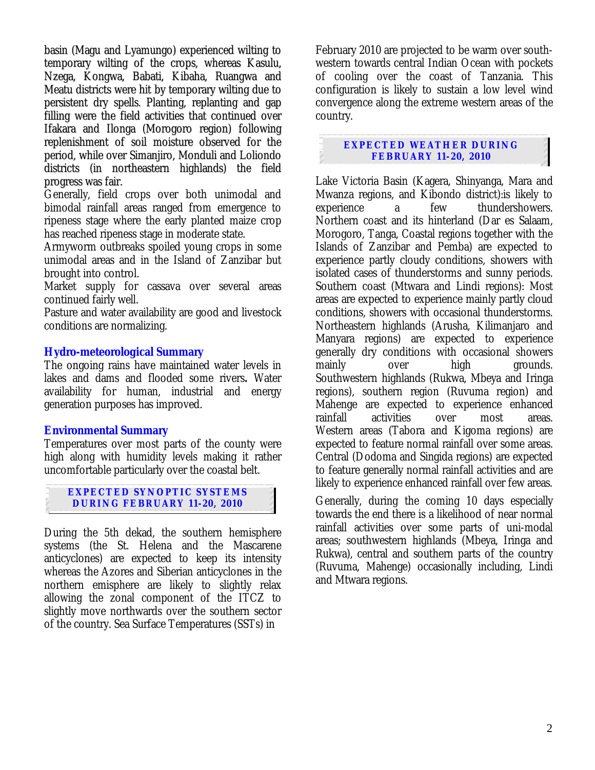basin (Magu and Lyamungo) experienced wilting to temporary wilting of the crops, whereas Kasulu, Nzega, Kongwa, Babati, Kibaha, Ruangwa and Meatu districts were hit by temporary wilting due to persistent dry spells. Planting, replanting and gap filling were the field activities that continued over Ifakara and Ilonga (Morogoro region) following replenishment of soil moisture observed for the period, while over Simanjiro, Monduli and Loliondo districts (in northeastern highlands) the field progress was fair.

Generally, field crops over both unimodal and bimodal rainfall areas ranged from emergence to ripeness stage where the early planted maize crop has reached ripeness stage in moderate state.

Armyworm outbreaks spoiled young crops in some unimodal areas and in the Island of Zanzibar but brought into control.

Market supply for cassava over several areas continued fairly well.

Pasture and water availability are good and livestock conditions are normalizing.

## Hydro-meteorological Summary

The ongoing rains have maintained water levels in lakes and dams and flooded some rivers**.** Water availability for human, industrial and energy generation purposes has improved.

## Environmental Summary

Temperatures over most parts of the county were high along with humidity levels making it rather uncomfortable particularly over the coastal belt.

## EXPECTED SYNOPTIC SYSTEMS DURING FEBRUARY 11-20, 2010

During the 5th dekad, the southern hemisphere systems (the St. Helena and the Mascarene anticyclones) are expected to keep its intensity whereas the Azores and Siberian anticyclones in the northern emisphere are likely to slightly relax allowing the zonal component of the ITCZ to slightly move northwards over the southern sector of the country. Sea Surface Temperatures (SSTs) in February 2010 are projected to be warm over south-western towards central Indian Ocean with pockets of cooling over the coast of Tanzania. This configuration is likely to sustain a low level wind convergence along the extreme western areas of the country.

## EXPECTED WEATHER DURING FEBRUARY 11-20, 2010

Lake Victoria Basin (Kagera, Shinyanga, Mara and Mwanza regions, and Kibondo district):is likely to experience a few thundershowers. Northern coast and its hinterland (Dar es Salaam, Morogoro, Tanga, Coastal regions together with the Islands of Zanzibar and Pemba) are expected to experience partly cloudy conditions, showers with isolated cases of thunderstorms and sunny periods. Southern coast (Mtwara and Lindi regions): Most areas are expected to experience mainly partly cloud conditions, showers with occasional thunderstorms. Northeastern highlands (Arusha, Kilimanjaro and Manyara regions) are expected to experience generally dry conditions with occasional showers mainly over high grounds. Southwestern highlands (Rukwa, Mbeya and Iringa regions), southern region (Ruvuma region) and Mahenge are expected to experience enhanced rainfall activities over most areas. Western areas (Tabora and Kigoma regions) are expected to feature normal rainfall over some areas. Central (Dodoma and Singida regions) are expected to feature generally normal rainfall activities and are likely to experience enhanced rainfall over few areas.

Generally, during the coming 10 days especially towards the end there is a likelihood of near normal rainfall activities over some parts of uni-modal areas; southwestern highlands (Mbeya, Iringa and Rukwa), central and southern parts of the country (Ruvuma, Mahenge) occasionally including, Lindi and Mtwara regions.